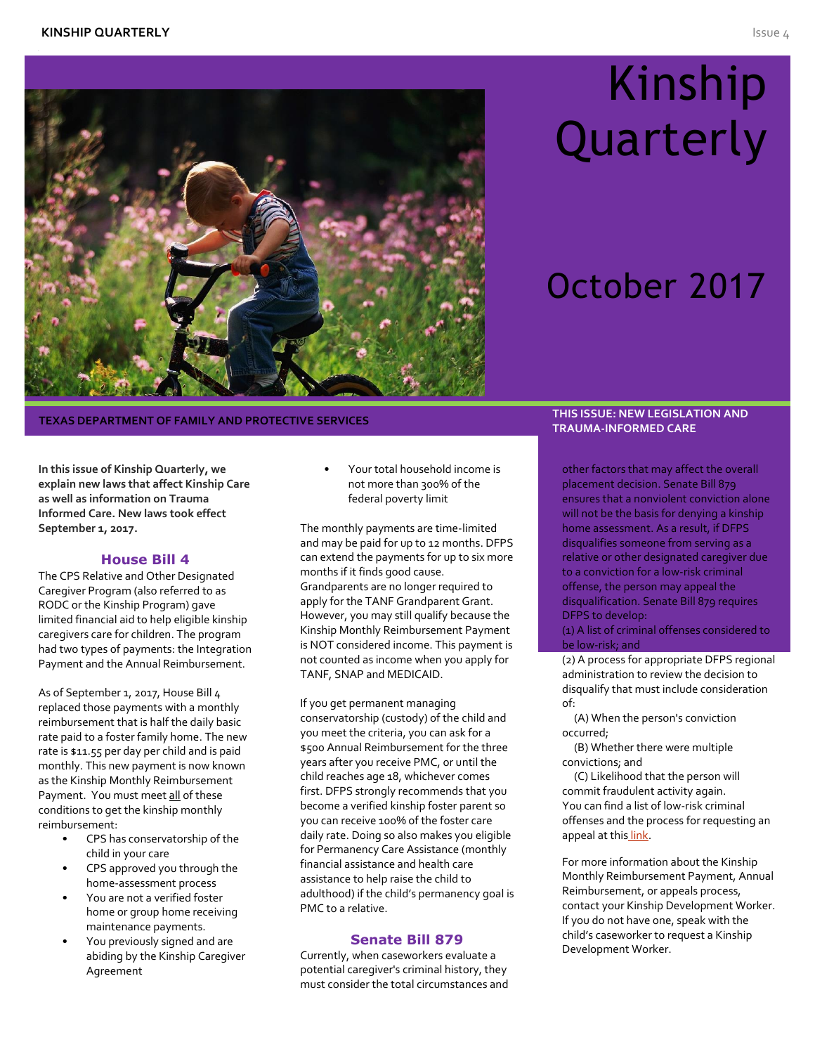# Kinship Quarterly

## October 2017

TEXAS DEPARTMENT OF FAMILY AND PROTECTIVE SERVICES

THIS ISSUE: NEW LEGISLATION AND TRAUMA-INFORMED CARE

**In this issue of Kinship Quarterly, we explain new laws that affect Kinship Care as well as information on Trauma Informed Care. New laws took effect September 1, 2017.**

### House Bill 4

The CPS Relative and Other Designated Caregiver Program (also referred to as RODC or the Kinship Program) gave limited financial aid to help eligible kinship caregivers care for children. The program had two types of payments: the Integration Payment and the Annual Reimbursement.

As of September 1, 2017, House Bill 4 replaced those payments with a monthly reimbursement that is half the daily basic rate paid to a foster family home. The new rate is $11.55 per day per child and is paid monthly. This new payment is now known as the Kinship Monthly Reimbursement Payment. You must meet all of these conditions to get the kinship monthly reimbursement:

- CPS has conservatorship of the child in your care
- CPS approved you through the home-assessment process
- You are not a verified foster home or group home receiving maintenance payments.
- You previously signed and are abiding by the Kinship Caregiver Agreement
- Your total household income is not more than 300% of the federal poverty limit

The monthly payments are time-limited and may be paid for up to 12 months. DFPS can extend the payments for up to six more months if it finds good cause. Grandparents are no longer required to apply for the TANF Grandparent Grant. However, you may still qualify because the Kinship Monthly Reimbursement Payment is NOT considered income. This payment is not counted as income when you apply for TANF, SNAP and MEDICAID.

If you get permanent managing conservatorship (custody) of the child and you meet the criteria, you can ask for a $500 Annual Reimbursement for the three years after you receive PMC, or until the child reaches age 18, whichever comes first. DFPS strongly recommends that you become a verified kinship foster parent so you can receive 100% of the foster care daily rate. Doing so also makes you eligible for Permanency Care Assistance (monthly financial assistance and health care assistance to help raise the child to adulthood) if the child's permanency goal is PMC to a relative.

### Senate Bill 879

Currently, when caseworkers evaluate a potential caregiver's criminal history, they must consider the total circumstances and other factors that may affect the overall placement decision. Senate Bill 879 ensures that a nonviolent conviction alone will not be the basis for denying a kinship home assessment. As a result, if DFPS disqualifies someone from serving as a relative or other designated caregiver due to a conviction for a low-risk criminal offense, the person may appeal the disqualification. Senate Bill 879 requires DFPS to develop:

(1) A list of criminal offenses considered to be low-risk; and

(2) A process for appropriate DFPS regional administration to review the decision to disqualify that must include consideration of:

(A) When the person's conviction occurred;

(B) Whether there were multiple convictions; and

(C) Likelihood that the person will commit fraudulent activity again.

You can find a list of low-risk criminal offenses and the process for requesting an appeal at this link.

For more information about the Kinship Monthly Reimbursement Payment, Annual Reimbursement, or appeals process, contact your Kinship Development Worker. If you do not have one, speak with the child's caseworker to request a Kinship Development Worker.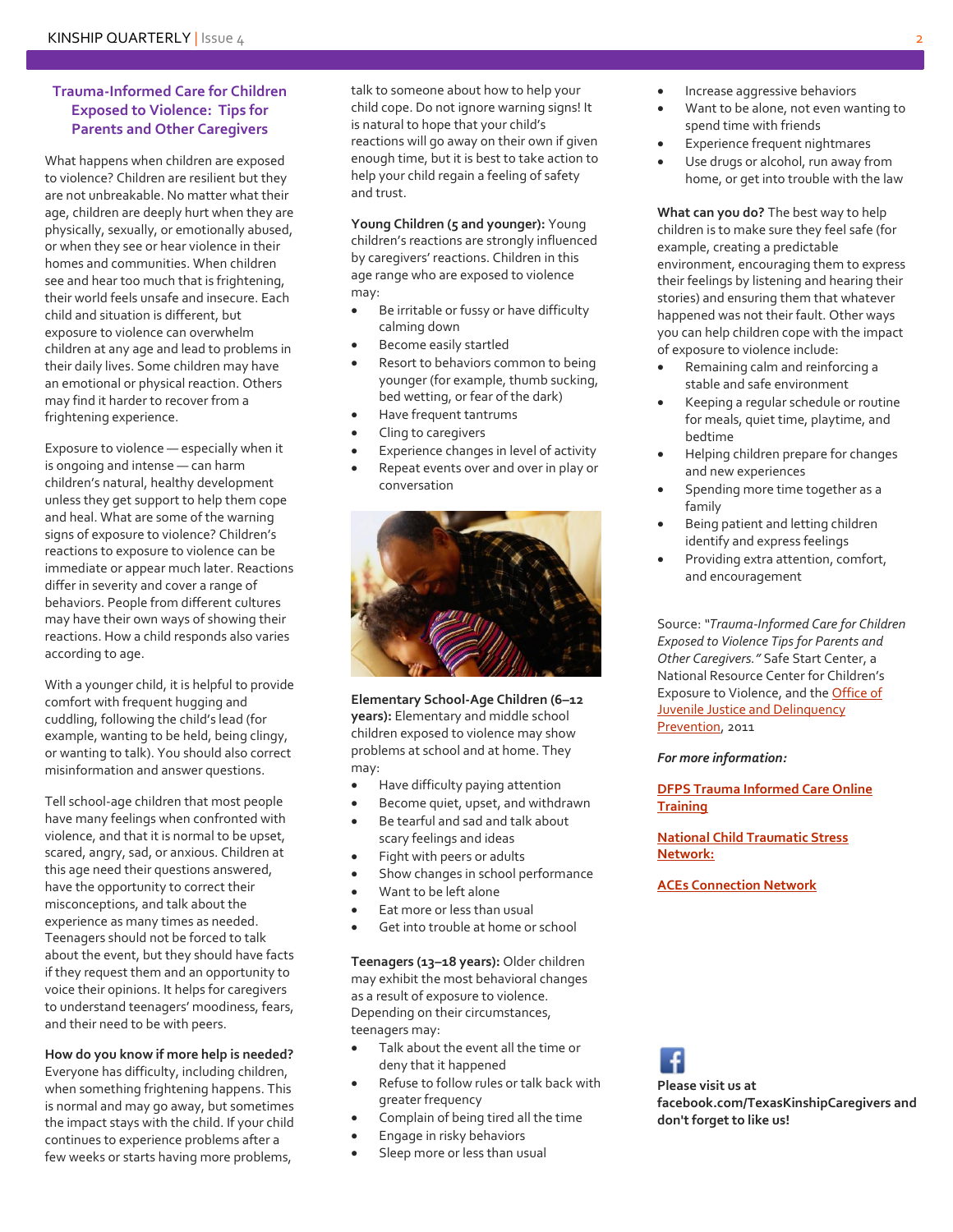## Trauma-Informed Care for Children Exposed to Violence: Tips for Parents and Other Caregivers

What happens when children are exposed to violence? Children are resilient but they are not unbreakable. No matter what their age, children are deeply hurt when they are physically, sexually, or emotionally abused, or when they see or hear violence in their homes and communities. When children see and hear too much that is frightening, their world feels unsafe and insecure. Each child and situation is different, but exposure to violence can overwhelm children at any age and lead to problems in their daily lives. Some children may have an emotional or physical reaction. Others may find it harder to recover from a frightening experience.

Exposure to violence — especially when it is ongoing and intense — can harm children's natural, healthy development unless they get support to help them cope and heal. What are some of the warning signs of exposure to violence? Children's reactions to exposure to violence can be immediate or appear much later. Reactions differ in severity and cover a range of behaviors. People from different cultures may have their own ways of showing their reactions. How a child responds also varies according to age.

With a younger child, it is helpful to provide comfort with frequent hugging and cuddling, following the child's lead (for example, wanting to be held, being clingy, or wanting to talk). You should also correct misinformation and answer questions.

Tell school-age children that most people have many feelings when confronted with violence, and that it is normal to be upset, scared, angry, sad, or anxious. Children at this age need their questions answered, have the opportunity to correct their misconceptions, and talk about the experience as many times as needed. Teenagers should not be forced to talk about the event, but they should have facts if they request them and an opportunity to voice their opinions. It helps for caregivers to understand teenagers' moodiness, fears, and their need to be with peers.

**How do you know if more help is needed?** Everyone has difficulty, including children, when something frightening happens. This is normal and may go away, but sometimes the impact stays with the child. If your child continues to experience problems after a few weeks or starts having more problems, talk to someone about how to help your child cope. Do not ignore warning signs! It is natural to hope that your child's reactions will go away on their own if given enough time, but it is best to take action to help your child regain a feeling of safety and trust.

**Young Children (5 and younger):** Young children's reactions are strongly influenced by caregivers' reactions. Children in this age range who are exposed to violence may:

- Be irritable or fussy or have difficulty calming down
- Become easily startled
- Resort to behaviors common to being younger (for example, thumb sucking, bed wetting, or fear of the dark)
- Have frequent tantrums
- Cling to caregivers
- Experience changes in level of activity
- Repeat events over and over in play or conversation

**Elementary School-Age Children (6–12 years):** Elementary and middle school children exposed to violence may show problems at school and at home. They may:

- Have difficulty paying attention
- Become quiet, upset, and withdrawn
- Be tearful and sad and talk about scary feelings and ideas
- Fight with peers or adults
- Show changes in school performance
- Want to be left alone
- Eat more or less than usual
- Get into trouble at home or school

**Teenagers (13–18 years):** Older children may exhibit the most behavioral changes as a result of exposure to violence. Depending on their circumstances, teenagers may:

- Talk about the event all the time or deny that it happened
- Refuse to follow rules or talk back with greater frequency
- Complain of being tired all the time
- Engage in risky behaviors
- Sleep more or less than usual
- Increase aggressive behaviors
- Want to be alone, not even wanting to spend time with friends
- Experience frequent nightmares
- Use drugs or alcohol, run away from home, or get into trouble with the law

**What can you do?** The best way to help children is to make sure they feel safe (for example, creating a predictable environment, encouraging them to express their feelings by listening and hearing their stories) and ensuring them that whatever happened was not their fault. Other ways you can help children cope with the impact of exposure to violence include:

- Remaining calm and reinforcing a stable and safe environment
- Keeping a regular schedule or routine for meals, quiet time, playtime, and bedtime
- Helping children prepare for changes and new experiences
- Spending more time together as a family
- Being patient and letting children identify and express feelings
- Providing extra attention, comfort, and encouragement

Source: "*Trauma-Informed Care for Children Exposed to Violence Tips for Parents and Other Caregivers.*" Safe Start Center, a National Resource Center for Children's Exposure to Violence, and the Office of Juvenile Justice and Delinquency Prevention, 2011

***For more information:***

**DFPS Trauma Informed Care Online Training**

**National Child Traumatic Stress Network:**

**ACEs Connection Network**

**Please visit us at facebook.com/TexasKinshipCaregivers and don't forget to like us!**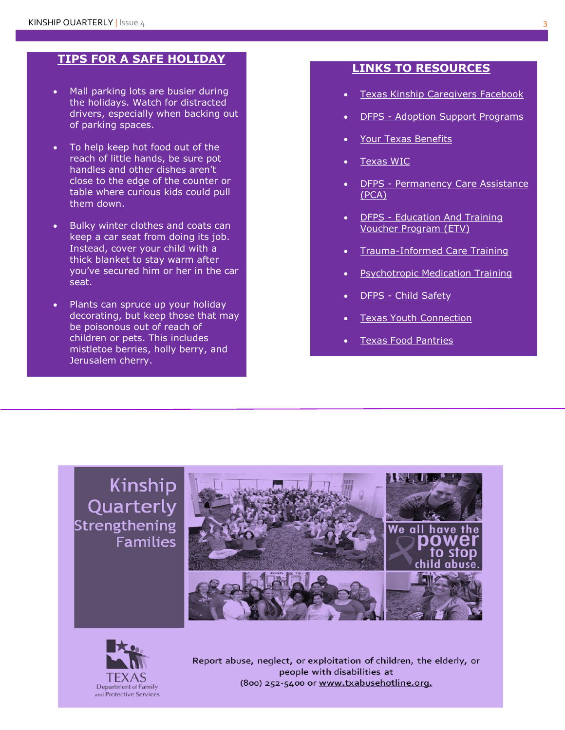## TIPS FOR A SAFE HOLIDAY

- Mall parking lots are busier during the holidays. Watch for distracted drivers, especially when backing out of parking spaces.
- To help keep hot food out of the reach of little hands, be sure pot handles and other dishes aren't close to the edge of the counter or table where curious kids could pull them down.
- Bulky winter clothes and coats can keep a car seat from doing its job. Instead, cover your child with a thick blanket to stay warm after you've secured him or her in the car seat.
- Plants can spruce up your holiday decorating, but keep those that may be poisonous out of reach of children or pets. This includes mistletoe berries, holly berry, and Jerusalem cherry.

## LINKS TO RESOURCES

- Texas Kinship Caregivers Facebook
- DFPS - Adoption Support Programs
- Your Texas Benefits
- Texas WIC
- DFPS - Permanency Care Assistance (PCA)
- DFPS - Education And Training Voucher Program (ETV)
- Trauma-Informed Care Training
- Psychotropic Medication Training
- DFPS - Child Safety
- Texas Youth Connection
- Texas Food Pantries

---

Kinship Quarterly
Strengthening Families

We all have the power to stop child abuse.

TEXAS Department of Family and Protective Services

Report abuse, neglect, or exploitation of children, the elderly, or people with disabilities at (800) 252-5400 or www.txabusehotline.org.